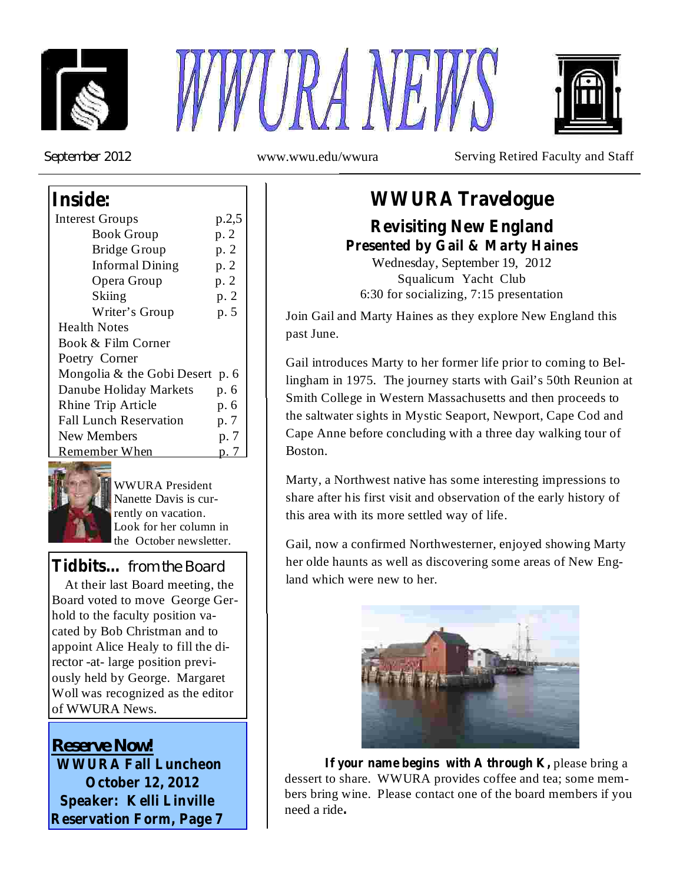# WWURA NEWS

September 2012 | www.wwu.edu/wwura | Serving Retired Faculty and Staff

## Inside:

| | |
|---|---|
| Interest Groups | p.2,5 |
| Book Group | p. 2 |
| Bridge Group | p. 2 |
| Informal Dining | p. 2 |
| Opera Group | p. 2 |
| Skiing | p. 2 |
| Writer's Group | p. 5 |
| Health Notes | |
| Book & Film Corner | |
| Poetry Corner | |
| Mongolia & the Gobi Desert | p. 6 |
| Danube Holiday Markets | p. 6 |
| Rhine Trip Article | p. 6 |
| Fall Lunch Reservation | p. 7 |
| New Members | p. 7 |
| Remember When | p. 7 |

WWURA President Nanette Davis is currently on vacation. Look for her column in the October newsletter.

## Tidbits... from the Board

At their last Board meeting, the Board voted to move George Gerhold to the faculty position vacated by Bob Christman and to appoint Alice Healy to fill the director -at- large position previously held by George. Margaret Woll was recognized as the editor of WWURA News.

**Reserve Now!**

**WWURA Fall Luncheon**
**October 12, 2012**
**Speaker: Kelli Linville**
**Reservation Form, Page 7**

# WWURA Travelogue

## Revisiting New England

**Presented by Gail & Marty Haines**

Wednesday, September 19, 2012
Squalicum Yacht Club
6:30 for socializing, 7:15 presentation

Join Gail and Marty Haines as they explore New England this past June.

Gail introduces Marty to her former life prior to coming to Bellingham in 1975. The journey starts with Gail's 50th Reunion at Smith College in Western Massachusetts and then proceeds to the saltwater sights in Mystic Seaport, Newport, Cape Cod and Cape Anne before concluding with a three day walking tour of Boston.

Marty, a Northwest native has some interesting impressions to share after his first visit and observation of the early history of this area with its more settled way of life.

Gail, now a confirmed Northwesterner, enjoyed showing Marty her olde haunts as well as discovering some areas of New England which were new to her.

**If your name begins with A through K,** please bring a dessert to share. WWURA provides coffee and tea; some members bring wine. Please contact one of the board members if you need a ride.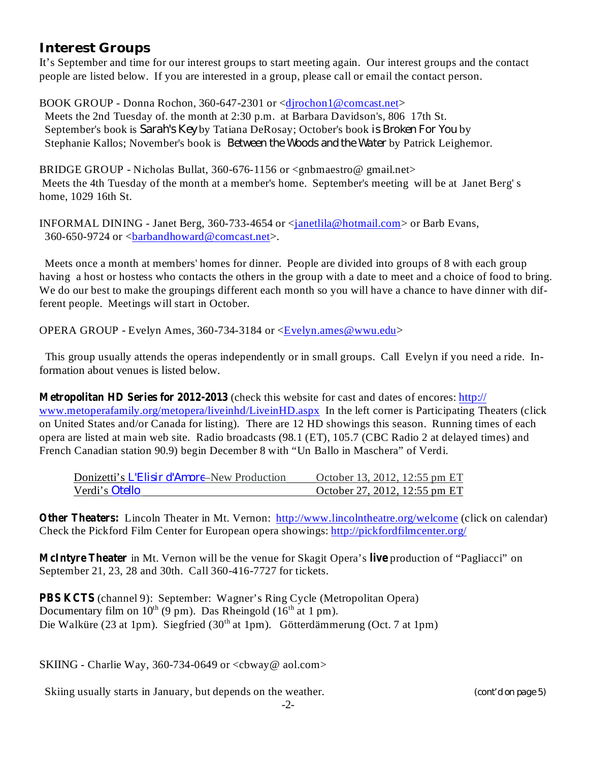## Interest Groups

It's September and time for our interest groups to start meeting again. Our interest groups and the contact people are listed below. If you are interested in a group, please call or email the contact person.

BOOK GROUP - Donna Rochon, 360-647-2301 or <djrochon1@comcast.net>
Meets the 2nd Tuesday of. the month at 2:30 p.m. at Barbara Davidson's, 806 17th St. September's book is *Sarah's Key* by Tatiana DeRosay; October's book is *Broken For You* by Stephanie Kallos; November's book is *Between the Woods and the Water* by Patrick Leighemor.

BRIDGE GROUP - Nicholas Bullat, 360-676-1156 or <gnbmaestro@ gmail.net>
Meets the 4th Tuesday of the month at a member's home. September's meeting will be at Janet Berg' s home, 1029 16th St.

INFORMAL DINING - Janet Berg, 360-733-4654 or <janetlila@hotmail.com> or Barb Evans, 360-650-9724 or <barbandhoward@comcast.net>.

Meets once a month at members' homes for dinner. People are divided into groups of 8 with each group having a host or hostess who contacts the others in the group with a date to meet and a choice of food to bring. We do our best to make the groupings different each month so you will have a chance to have dinner with different people. Meetings will start in October.

OPERA GROUP - Evelyn Ames, 360-734-3184 or <Evelyn.ames@wwu.edu>

This group usually attends the operas independently or in small groups. Call Evelyn if you need a ride. Information about venues is listed below.

**Metropolitan HD Series for 2012-2013** (check this website for cast and dates of encores: http://www.metoperafamily.org/metopera/liveinhd/LiveinHD.aspx In the left corner is Participating Theaters (click on United States and/or Canada for listing). There are 12 HD showings this season. Running times of each opera are listed at main web site. Radio broadcasts (98.1 (ET), 105.7 (CBC Radio 2 at delayed times) and French Canadian station 90.9) begin December 8 with "Un Ballo in Maschera" of Verdi.

| | |
|---|---|
| Donizetti's *L'Elisir d'Amore*–New Production | October 13, 2012, 12:55 pm ET |
| Verdi's *Otello* | October 27, 2012, 12:55 pm ET |

**Other Theaters:** Lincoln Theater in Mt. Vernon: http://www.lincolntheatre.org/welcome (click on calendar) Check the Pickford Film Center for European opera showings: http://pickfordfilmcenter.org/

**McIntyre Theater** in Mt. Vernon will be the venue for Skagit Opera's **live** production of "Pagliacci" on September 21, 23, 28 and 30th. Call 360-416-7727 for tickets.

**PBS KCTS** (channel 9): September: Wagner's Ring Cycle (Metropolitan Opera)
Documentary film on 10th (9 pm). Das Rheingold (16th at 1 pm).
Die Walküre (23 at 1pm). Siegfried (30th at 1pm). Götterdämmerung (Oct. 7 at 1pm)

SKIING - Charlie Way, 360-734-0649 or <cbway@ aol.com>

Skiing usually starts in January, but depends on the weather. (cont'd on page 5)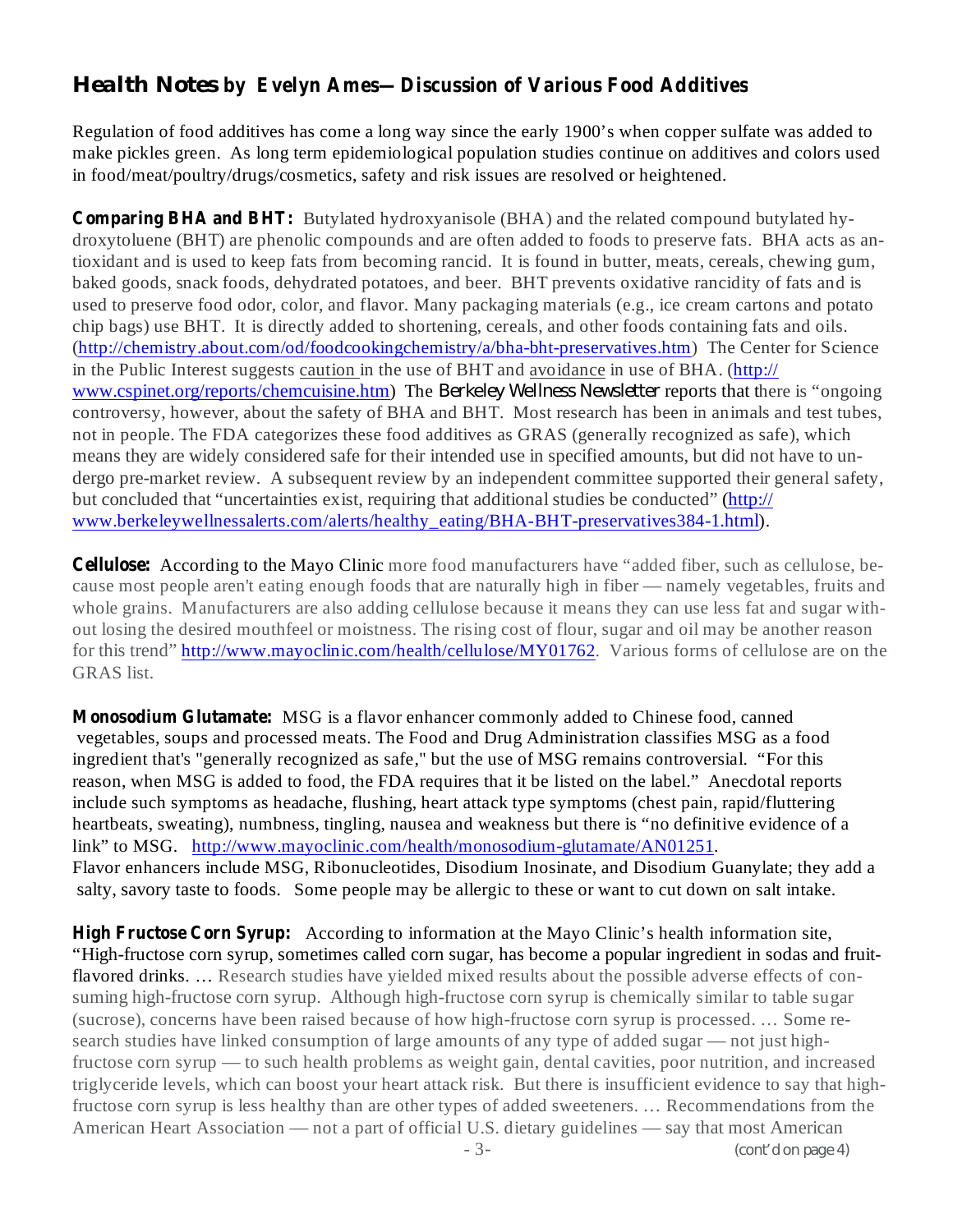## Health Notes by Evelyn Ames—Discussion of Various Food Additives

Regulation of food additives has come a long way since the early 1900's when copper sulfate was added to make pickles green. As long term epidemiological population studies continue on additives and colors used in food/meat/poultry/drugs/cosmetics, safety and risk issues are resolved or heightened.

**Comparing BHA and BHT:** Butylated hydroxyanisole (BHA) and the related compound butylated hydroxytoluene (BHT) are phenolic compounds and are often added to foods to preserve fats. BHA acts as antioxidant and is used to keep fats from becoming rancid. It is found in butter, meats, cereals, chewing gum, baked goods, snack foods, dehydrated potatoes, and beer. BHT prevents oxidative rancidity of fats and is used to preserve food odor, color, and flavor. Many packaging materials (e.g., ice cream cartons and potato chip bags) use BHT. It is directly added to shortening, cereals, and other foods containing fats and oils. (http://chemistry.about.com/od/foodcookingchemistry/a/bha-bht-preservatives.htm) The Center for Science in the Public Interest suggests caution in the use of BHT and avoidance in use of BHA. (http://www.cspinet.org/reports/chemcuisine.htm) The *Berkeley Wellness Newsletter* reports that there is "ongoing controversy, however, about the safety of BHA and BHT. Most research has been in animals and test tubes, not in people. The FDA categorizes these food additives as GRAS (generally recognized as safe), which means they are widely considered safe for their intended use in specified amounts, but did not have to undergo pre-market review. A subsequent review by an independent committee supported their general safety, but concluded that "uncertainties exist, requiring that additional studies be conducted" (http://www.berkeleywellnessalerts.com/alerts/healthy_eating/BHA-BHT-preservatives384-1.html).

**Cellulose:** According to the Mayo Clinic more food manufacturers have "added fiber, such as cellulose, because most people aren't eating enough foods that are naturally high in fiber — namely vegetables, fruits and whole grains. Manufacturers are also adding cellulose because it means they can use less fat and sugar without losing the desired mouthfeel or moistness. The rising cost of flour, sugar and oil may be another reason for this trend" http://www.mayoclinic.com/health/cellulose/MY01762. Various forms of cellulose are on the GRAS list.

**Monosodium Glutamate:** MSG is a flavor enhancer commonly added to Chinese food, canned vegetables, soups and processed meats. The Food and Drug Administration classifies MSG as a food ingredient that's "generally recognized as safe," but the use of MSG remains controversial. "For this reason, when MSG is added to food, the FDA requires that it be listed on the label." Anecdotal reports include such symptoms as headache, flushing, heart attack type symptoms (chest pain, rapid/fluttering heartbeats, sweating), numbness, tingling, nausea and weakness but there is "no definitive evidence of a link" to MSG. http://www.mayoclinic.com/health/monosodium-glutamate/AN01251.
Flavor enhancers include MSG, Ribonucleotides, Disodium Inosinate, and Disodium Guanylate; they add a salty, savory taste to foods. Some people may be allergic to these or want to cut down on salt intake.

**High Fructose Corn Syrup:** According to information at the Mayo Clinic's health information site, "High-fructose corn syrup, sometimes called corn sugar, has become a popular ingredient in sodas and fruit-flavored drinks. … Research studies have yielded mixed results about the possible adverse effects of consuming high-fructose corn syrup. Although high-fructose corn syrup is chemically similar to table sugar (sucrose), concerns have been raised because of how high-fructose corn syrup is processed. … Some research studies have linked consumption of large amounts of any type of added sugar — not just high-fructose corn syrup — to such health problems as weight gain, dental cavities, poor nutrition, and increased triglyceride levels, which can boost your heart attack risk. But there is insufficient evidence to say that high-fructose corn syrup is less healthy than are other types of added sweeteners. … Recommendations from the American Heart Association — not a part of official U.S. dietary guidelines — say that most American

(cont'd on page 4)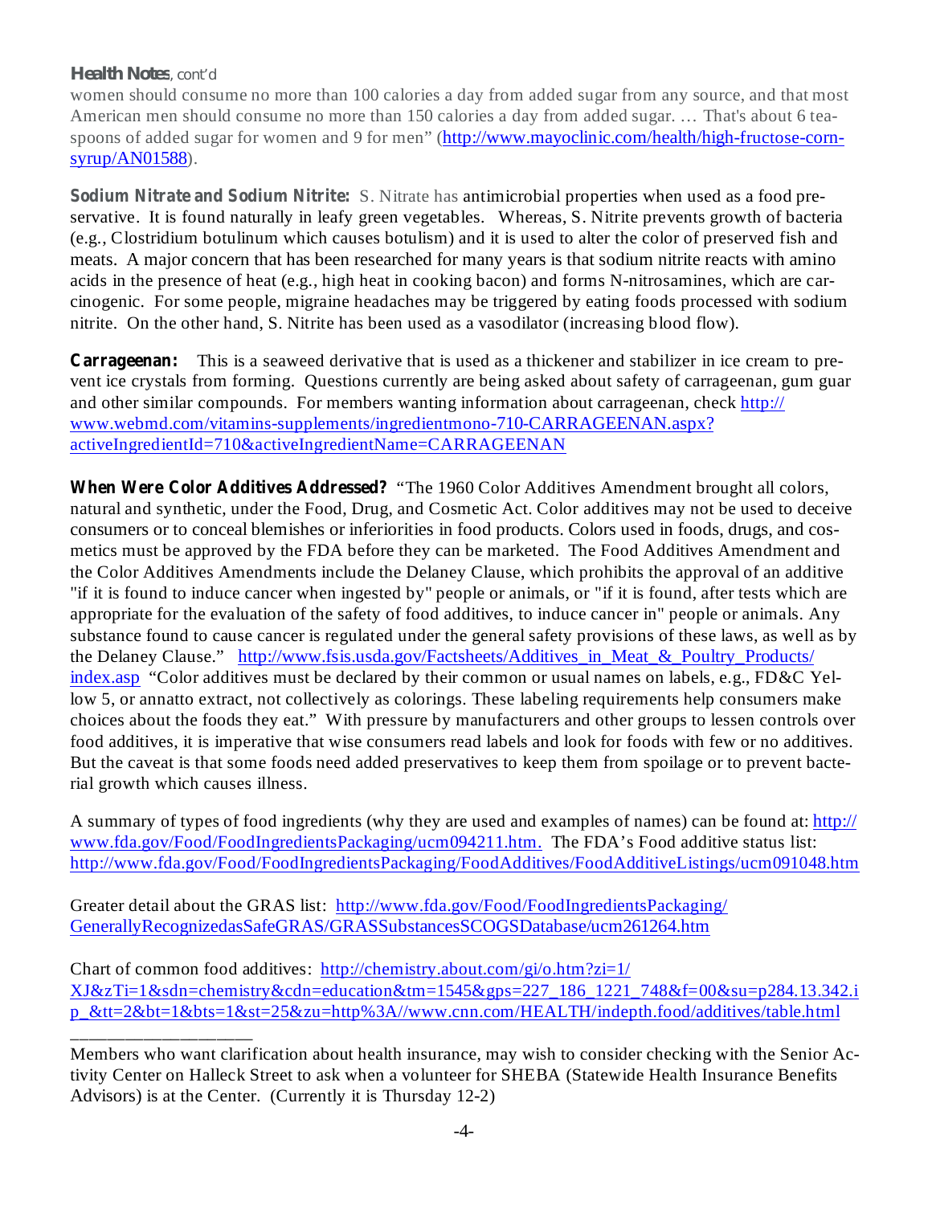**Health Notes**, cont'd

women should consume no more than 100 calories a day from added sugar from any source, and that most American men should consume no more than 150 calories a day from added sugar. … That's about 6 teaspoons of added sugar for women and 9 for men" (http://www.mayoclinic.com/health/high-fructose-corn-syrup/AN01588).

**Sodium Nitrate and Sodium Nitrite:** S. Nitrate has antimicrobial properties when used as a food preservative. It is found naturally in leafy green vegetables. Whereas, S. Nitrite prevents growth of bacteria (e.g., Clostridium botulinum which causes botulism) and it is used to alter the color of preserved fish and meats. A major concern that has been researched for many years is that sodium nitrite reacts with amino acids in the presence of heat (e.g., high heat in cooking bacon) and forms N-nitrosamines, which are carcinogenic. For some people, migraine headaches may be triggered by eating foods processed with sodium nitrite. On the other hand, S. Nitrite has been used as a vasodilator (increasing blood flow).

**Carrageenan:** This is a seaweed derivative that is used as a thickener and stabilizer in ice cream to prevent ice crystals from forming. Questions currently are being asked about safety of carrageenan, gum guar and other similar compounds. For members wanting information about carrageenan, check http://www.webmd.com/vitamins-supplements/ingredientmono-710-CARRAGEENAN.aspx?activeIngredientId=710&activeIngredientName=CARRAGEENAN

**When Were Color Additives Addressed?** "The 1960 Color Additives Amendment brought all colors, natural and synthetic, under the Food, Drug, and Cosmetic Act. Color additives may not be used to deceive consumers or to conceal blemishes or inferiorities in food products. Colors used in foods, drugs, and cosmetics must be approved by the FDA before they can be marketed. The Food Additives Amendment and the Color Additives Amendments include the Delaney Clause, which prohibits the approval of an additive "if it is found to induce cancer when ingested by" people or animals, or "if it is found, after tests which are appropriate for the evaluation of the safety of food additives, to induce cancer in" people or animals. Any substance found to cause cancer is regulated under the general safety provisions of these laws, as well as by the Delaney Clause." http://www.fsis.usda.gov/Factsheets/Additives_in_Meat_&_Poultry_Products/index.asp "Color additives must be declared by their common or usual names on labels, e.g., FD&C Yellow 5, or annatto extract, not collectively as colorings. These labeling requirements help consumers make choices about the foods they eat." With pressure by manufacturers and other groups to lessen controls over food additives, it is imperative that wise consumers read labels and look for foods with few or no additives. But the caveat is that some foods need added preservatives to keep them from spoilage or to prevent bacterial growth which causes illness.

A summary of types of food ingredients (why they are used and examples of names) can be found at: http://www.fda.gov/Food/FoodIngredientsPackaging/ucm094211.htm. The FDA's Food additive status list: http://www.fda.gov/Food/FoodIngredientsPackaging/FoodAdditives/FoodAdditiveListings/ucm091048.htm

Greater detail about the GRAS list: http://www.fda.gov/Food/FoodIngredientsPackaging/GenerallyRecognizedasSafeGRAS/GRASSubstancesSCOGSDatabase/ucm261264.htm

Chart of common food additives: http://chemistry.about.com/gi/o.htm?zi=1/XJ&zTi=1&sdn=chemistry&cdn=education&tm=1545&gps=227_186_1221_748&f=00&su=p284.13.342.ip_&tt=2&bt=1&bts=1&st=25&zu=http%3A//www.cnn.com/HEALTH/indepth.food/additives/table.html

___________________

Members who want clarification about health insurance, may wish to consider checking with the Senior Activity Center on Halleck Street to ask when a volunteer for SHEBA (Statewide Health Insurance Benefits Advisors) is at the Center. (Currently it is Thursday 12-2)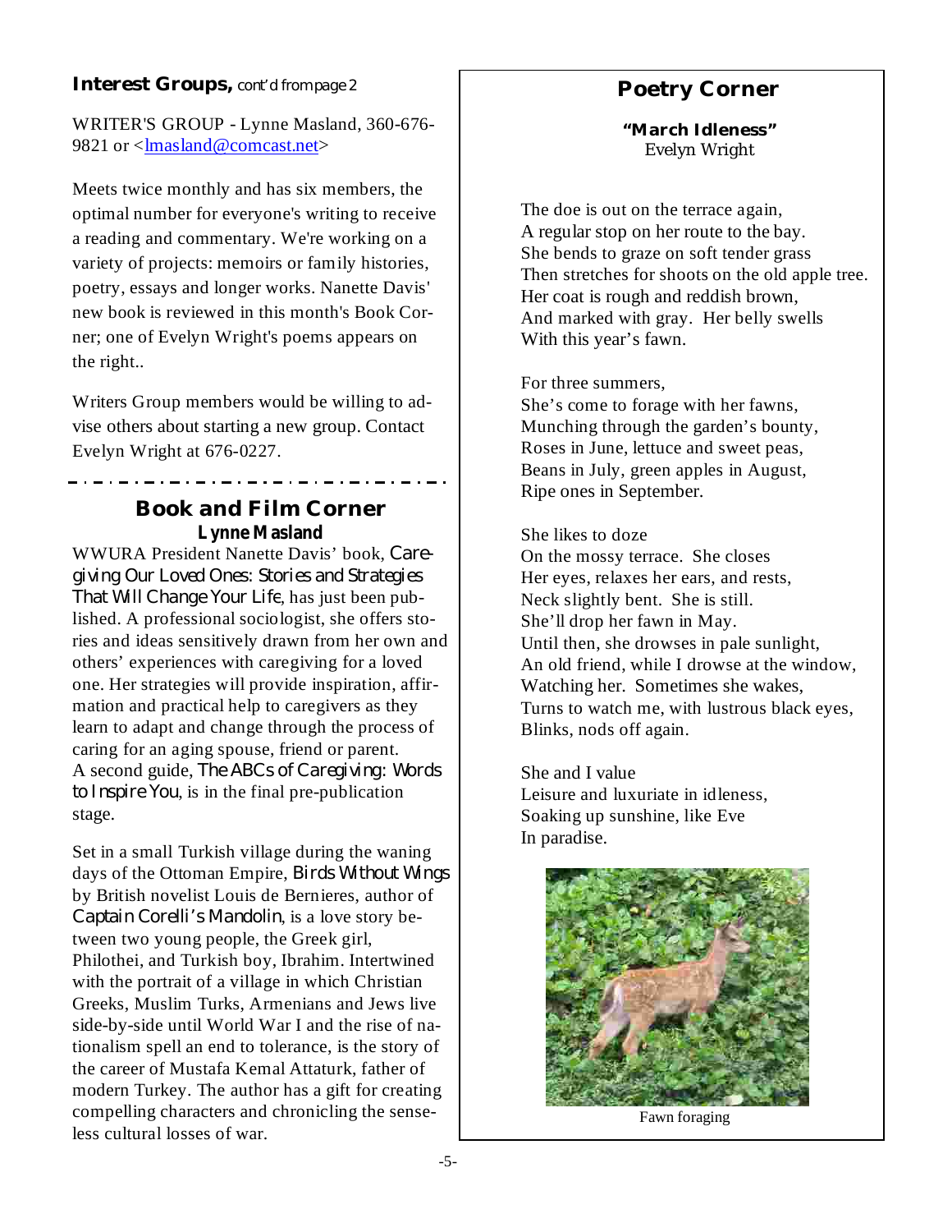## Interest Groups, *cont'd from page 2*

WRITER'S GROUP - Lynne Masland, 360-676-9821 or <lmasland@comcast.net>

Meets twice monthly and has six members, the optimal number for everyone's writing to receive a reading and commentary. We're working on a variety of projects: memoirs or family histories, poetry, essays and longer works. Nanette Davis' new book is reviewed in this month's Book Corner; one of Evelyn Wright's poems appears on the right..

Writers Group members would be willing to advise others about starting a new group. Contact Evelyn Wright at 676-0227.

## Book and Film Corner

**Lynne Masland**

WWURA President Nanette Davis' book, *Caregiving Our Loved Ones: Stories and Strategies That Will Change Your Life*, has just been published. A professional sociologist, she offers stories and ideas sensitively drawn from her own and others' experiences with caregiving for a loved one. Her strategies will provide inspiration, affirmation and practical help to caregivers as they learn to adapt and change through the process of caring for an aging spouse, friend or parent. A second guide, *The ABCs of Caregiving: Words to Inspire You*, is in the final pre-publication stage.

Set in a small Turkish village during the waning days of the Ottoman Empire, *Birds Without Wings* by British novelist Louis de Bernieres, author of *Captain Corelli's Mandolin*, is a love story between two young people, the Greek girl, Philothei, and Turkish boy, Ibrahim. Intertwined with the portrait of a village in which Christian Greeks, Muslim Turks, Armenians and Jews live side-by-side until World War I and the rise of nationalism spell an end to tolerance, is the story of the career of Mustafa Kemal Attaturk, father of modern Turkey. The author has a gift for creating compelling characters and chronicling the senseless cultural losses of war.

## Poetry Corner

**"March Idleness"**
Evelyn Wright

The doe is out on the terrace again,
A regular stop on her route to the bay.
She bends to graze on soft tender grass
Then stretches for shoots on the old apple tree.
Her coat is rough and reddish brown,
And marked with gray. Her belly swells
With this year's fawn.

For three summers,
She's come to forage with her fawns,
Munching through the garden's bounty,
Roses in June, lettuce and sweet peas,
Beans in July, green apples in August,
Ripe ones in September.

She likes to doze
On the mossy terrace. She closes
Her eyes, relaxes her ears, and rests,
Neck slightly bent. She is still.
She'll drop her fawn in May.
Until then, she drowses in pale sunlight,
An old friend, while I drowse at the window,
Watching her. Sometimes she wakes,
Turns to watch me, with lustrous black eyes,
Blinks, nods off again.

She and I value
Leisure and luxuriate in idleness,
Soaking up sunshine, like Eve
In paradise.

Fawn foraging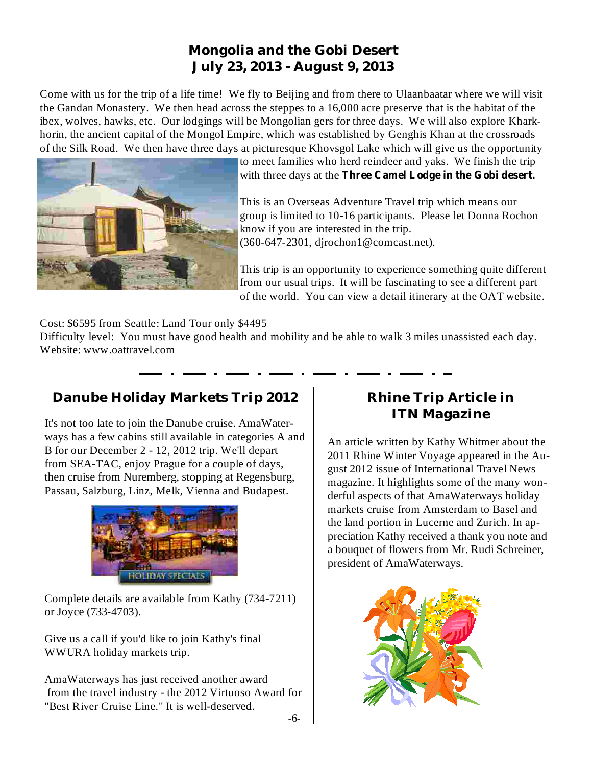## Mongolia and the Gobi Desert
## July 23, 2013 - August 9, 2013

Come with us for the trip of a life time! We fly to Beijing and from there to Ulaanbaatar where we will visit the Gandan Monastery. We then head across the steppes to a 16,000 acre preserve that is the habitat of the ibex, wolves, hawks, etc. Our lodgings will be Mongolian gers for three days. We will also explore Kharkhorin, the ancient capital of the Mongol Empire, which was established by Genghis Khan at the crossroads of the Silk Road. We then have three days at picturesque Khovsgol Lake which will give us the opportunity to meet families who herd reindeer and yaks. We finish the trip with three days at the ***Three Camel Lodge in the Gobi desert.***

This is an Overseas Adventure Travel trip which means our group is limited to 10-16 participants. Please let Donna Rochon know if you are interested in the trip. (360-647-2301, djrochon1@comcast.net).

This trip is an opportunity to experience something quite different from our usual trips. It will be fascinating to see a different part of the world. You can view a detail itinerary at the OAT website.

Cost: $6595 from Seattle: Land Tour only $4495
Difficulty level: You must have good health and mobility and be able to walk 3 miles unassisted each day.
Website: www.oattravel.com

---

## Danube Holiday Markets Trip 2012

It's not too late to join the Danube cruise. AmaWaterways has a few cabins still available in categories A and B for our December 2 - 12, 2012 trip. We'll depart from SEA-TAC, enjoy Prague for a couple of days, then cruise from Nuremberg, stopping at Regensburg, Passau, Salzburg, Linz, Melk, Vienna and Budapest.

Complete details are available from Kathy (734-7211) or Joyce (733-4703).

Give us a call if you'd like to join Kathy's final WWURA holiday markets trip.

AmaWaterways has just received another award from the travel industry - the 2012 Virtuoso Award for "Best River Cruise Line." It is well-deserved.

## Rhine Trip Article in ITN Magazine

An article written by Kathy Whitmer about the 2011 Rhine Winter Voyage appeared in the August 2012 issue of International Travel News magazine. It highlights some of the many wonderful aspects of that AmaWaterways holiday markets cruise from Amsterdam to Basel and the land portion in Lucerne and Zurich. In appreciation Kathy received a thank you note and a bouquet of flowers from Mr. Rudi Schreiner, president of AmaWaterways.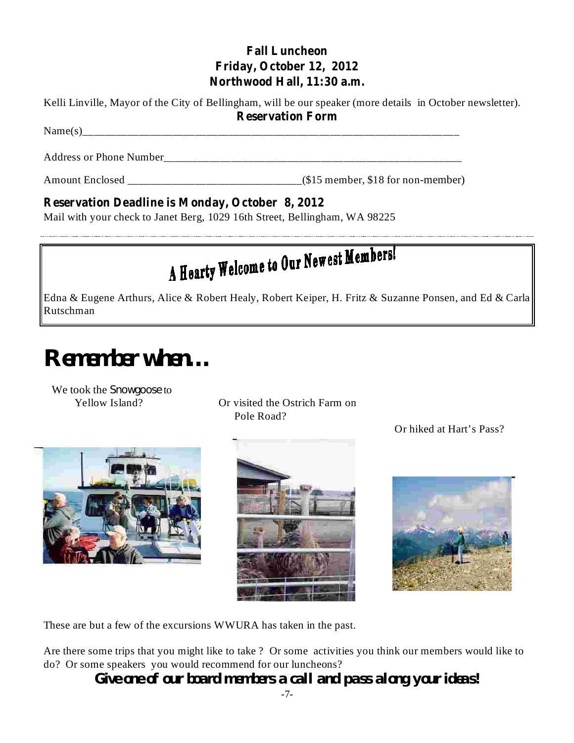**Fall Luncheon**
**Friday, October 12, 2012**
**Northwood Hall, 11:30 a.m.**

Kelli Linville, Mayor of the City of Bellingham, will be our speaker (more details in October newsletter).

**Reservation Form**

Name(s)_______________________________________________________________________

Address or Phone Number______________________________________________________

Amount Enclosed _____________________________($15 member, $18 for non-member)

**Reservation Deadline is Monday, October 8, 2012**

Mail with your check to Janet Berg, 1029 16th Street, Bellingham, WA 98225

---

## A Hearty Welcome to Our Newest Members!

Edna & Eugene Arthurs, Alice & Robert Healy, Robert Keiper, H. Fritz & Suzanne Ponsen, and Ed & Carla Rutschman

# Remember when...

We took the Snowgoose to Yellow Island?

Or visited the Ostrich Farm on Pole Road?

Or hiked at Hart's Pass?

These are but a few of the excursions WWURA has taken in the past.

Are there some trips that you might like to take ? Or some activities you think our members would like to do? Or some speakers you would recommend for our luncheons?

**Give one of our board members a call and pass along your ideas!**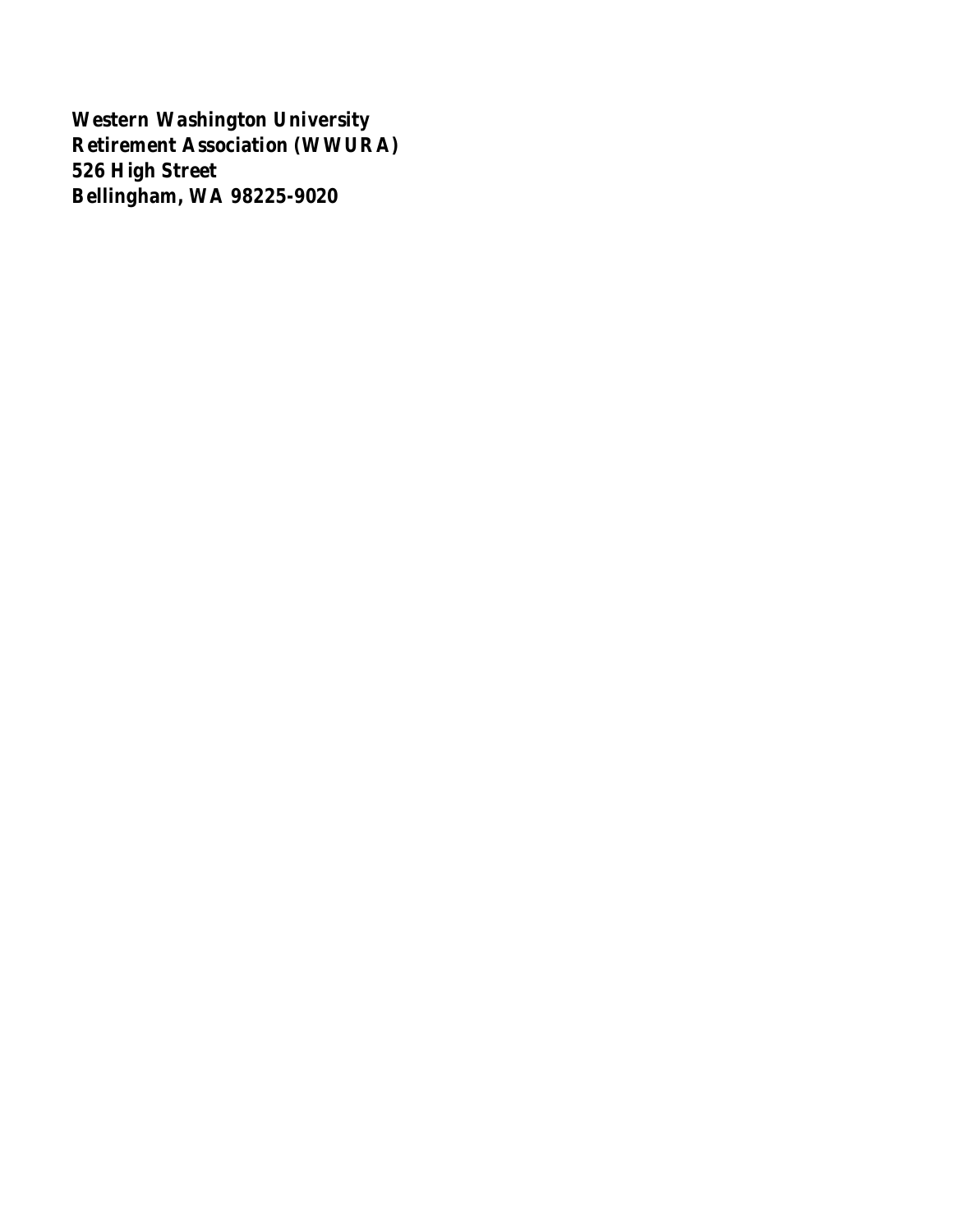**Western Washington University**
**Retirement Association (WWURA)**
**526 High Street**
**Bellingham, WA 98225-9020**